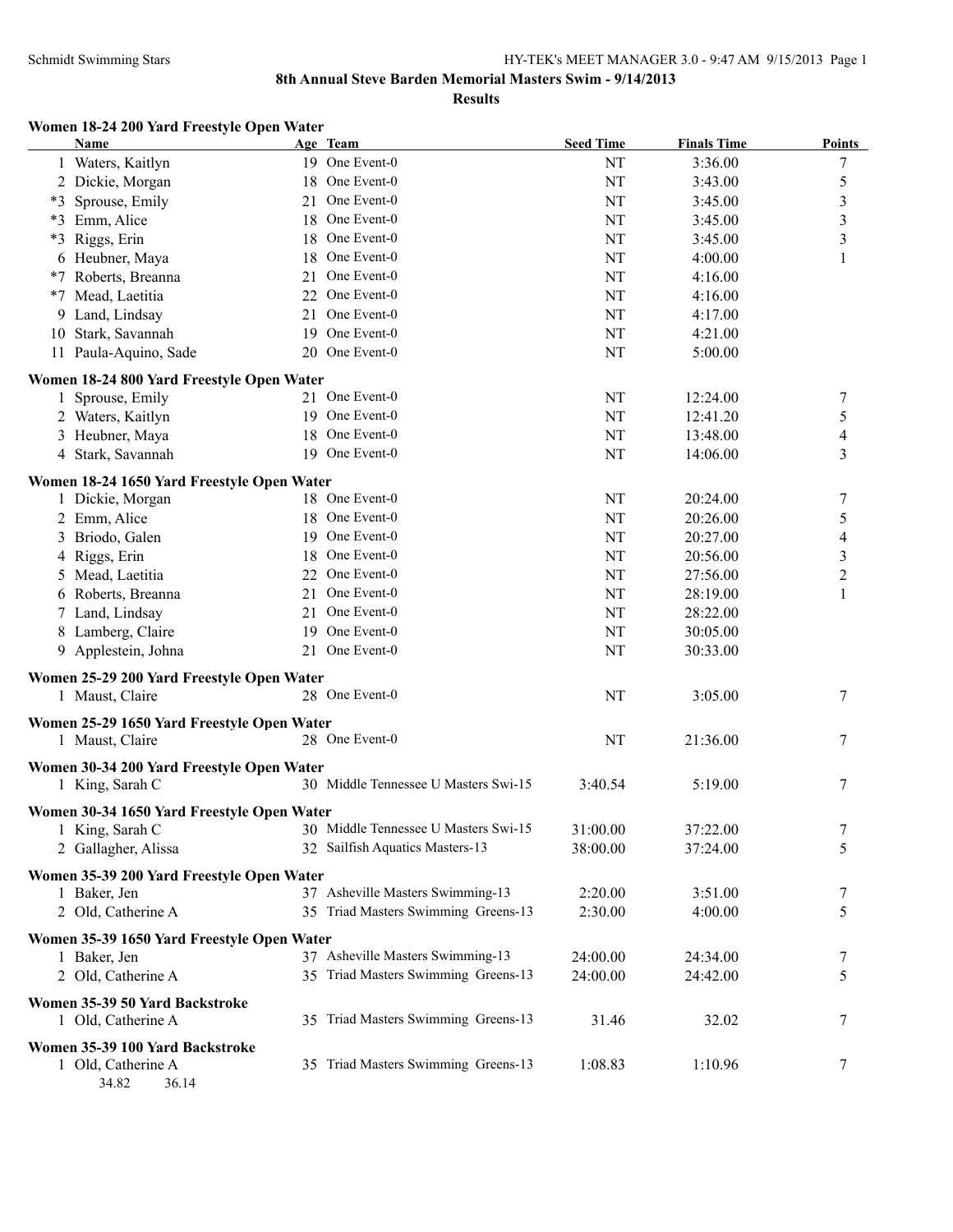# 8th Annual Steve Barden Memorial Masters Swim - 9/14/2013

## Results

### Women 18-24 200 Yard Freestyle Open Water

| | Name | Age | Team | Seed Time | Finals Time | Points |
|---|---|---|---|---|---|---|
| 1 | Waters, Kaitlyn | 19 | One Event-0 | NT | 3:36.00 | 7 |
| 2 | Dickie, Morgan | 18 | One Event-0 | NT | 3:43.00 | 5 |
| *3 | Sprouse, Emily | 21 | One Event-0 | NT | 3:45.00 | 3 |
| *3 | Emm, Alice | 18 | One Event-0 | NT | 3:45.00 | 3 |
| *3 | Riggs, Erin | 18 | One Event-0 | NT | 3:45.00 | 3 |
| 6 | Heubner, Maya | 18 | One Event-0 | NT | 4:00.00 | 1 |
| *7 | Roberts, Breanna | 21 | One Event-0 | NT | 4:16.00 | |
| *7 | Mead, Laetitia | 22 | One Event-0 | NT | 4:16.00 | |
| 9 | Land, Lindsay | 21 | One Event-0 | NT | 4:17.00 | |
| 10 | Stark, Savannah | 19 | One Event-0 | NT | 4:21.00 | |
| 11 | Paula-Aquino, Sade | 20 | One Event-0 | NT | 5:00.00 | |

### Women 18-24 800 Yard Freestyle Open Water

| | Name | Age | Team | Seed Time | Finals Time | Points |
|---|---|---|---|---|---|---|
| 1 | Sprouse, Emily | 21 | One Event-0 | NT | 12:24.00 | 7 |
| 2 | Waters, Kaitlyn | 19 | One Event-0 | NT | 12:41.20 | 5 |
| 3 | Heubner, Maya | 18 | One Event-0 | NT | 13:48.00 | 4 |
| 4 | Stark, Savannah | 19 | One Event-0 | NT | 14:06.00 | 3 |

### Women 18-24 1650 Yard Freestyle Open Water

| | Name | Age | Team | Seed Time | Finals Time | Points |
|---|---|---|---|---|---|---|
| 1 | Dickie, Morgan | 18 | One Event-0 | NT | 20:24.00 | 7 |
| 2 | Emm, Alice | 18 | One Event-0 | NT | 20:26.00 | 5 |
| 3 | Briodo, Galen | 19 | One Event-0 | NT | 20:27.00 | 4 |
| 4 | Riggs, Erin | 18 | One Event-0 | NT | 20:56.00 | 3 |
| 5 | Mead, Laetitia | 22 | One Event-0 | NT | 27:56.00 | 2 |
| 6 | Roberts, Breanna | 21 | One Event-0 | NT | 28:19.00 | 1 |
| 7 | Land, Lindsay | 21 | One Event-0 | NT | 28:22.00 | |
| 8 | Lamberg, Claire | 19 | One Event-0 | NT | 30:05.00 | |
| 9 | Applestein, Johna | 21 | One Event-0 | NT | 30:33.00 | |

### Women 25-29 200 Yard Freestyle Open Water

| | Name | Age | Team | Seed Time | Finals Time | Points |
|---|---|---|---|---|---|---|
| 1 | Maust, Claire | 28 | One Event-0 | NT | 3:05.00 | 7 |

### Women 25-29 1650 Yard Freestyle Open Water

| | Name | Age | Team | Seed Time | Finals Time | Points |
|---|---|---|---|---|---|---|
| 1 | Maust, Claire | 28 | One Event-0 | NT | 21:36.00 | 7 |

### Women 30-34 200 Yard Freestyle Open Water

| | Name | Age | Team | Seed Time | Finals Time | Points |
|---|---|---|---|---|---|---|
| 1 | King, Sarah C | 30 | Middle Tennessee U Masters Swi-15 | 3:40.54 | 5:19.00 | 7 |

### Women 30-34 1650 Yard Freestyle Open Water

| | Name | Age | Team | Seed Time | Finals Time | Points |
|---|---|---|---|---|---|---|
| 1 | King, Sarah C | 30 | Middle Tennessee U Masters Swi-15 | 31:00.00 | 37:22.00 | 7 |
| 2 | Gallagher, Alissa | 32 | Sailfish Aquatics Masters-13 | 38:00.00 | 37:24.00 | 5 |

### Women 35-39 200 Yard Freestyle Open Water

| | Name | Age | Team | Seed Time | Finals Time | Points |
|---|---|---|---|---|---|---|
| 1 | Baker, Jen | 37 | Asheville Masters Swimming-13 | 2:20.00 | 3:51.00 | 7 |
| 2 | Old, Catherine A | 35 | Triad Masters Swimming Greens-13 | 2:30.00 | 4:00.00 | 5 |

### Women 35-39 1650 Yard Freestyle Open Water

| | Name | Age | Team | Seed Time | Finals Time | Points |
|---|---|---|---|---|---|---|
| 1 | Baker, Jen | 37 | Asheville Masters Swimming-13 | 24:00.00 | 24:34.00 | 7 |
| 2 | Old, Catherine A | 35 | Triad Masters Swimming Greens-13 | 24:00.00 | 24:42.00 | 5 |

### Women 35-39 50 Yard Backstroke

| | Name | Age | Team | Seed Time | Finals Time | Points |
|---|---|---|---|---|---|---|
| 1 | Old, Catherine A | 35 | Triad Masters Swimming Greens-13 | 31.46 | 32.02 | 7 |

### Women 35-39 100 Yard Backstroke

| | Name | Age | Team | Seed Time | Finals Time | Points |
|---|---|---|---|---|---|---|
| 1 | Old, Catherine A | 35 | Triad Masters Swimming Greens-13 | 1:08.83 | 1:10.96 | 7 |

34.82 36.14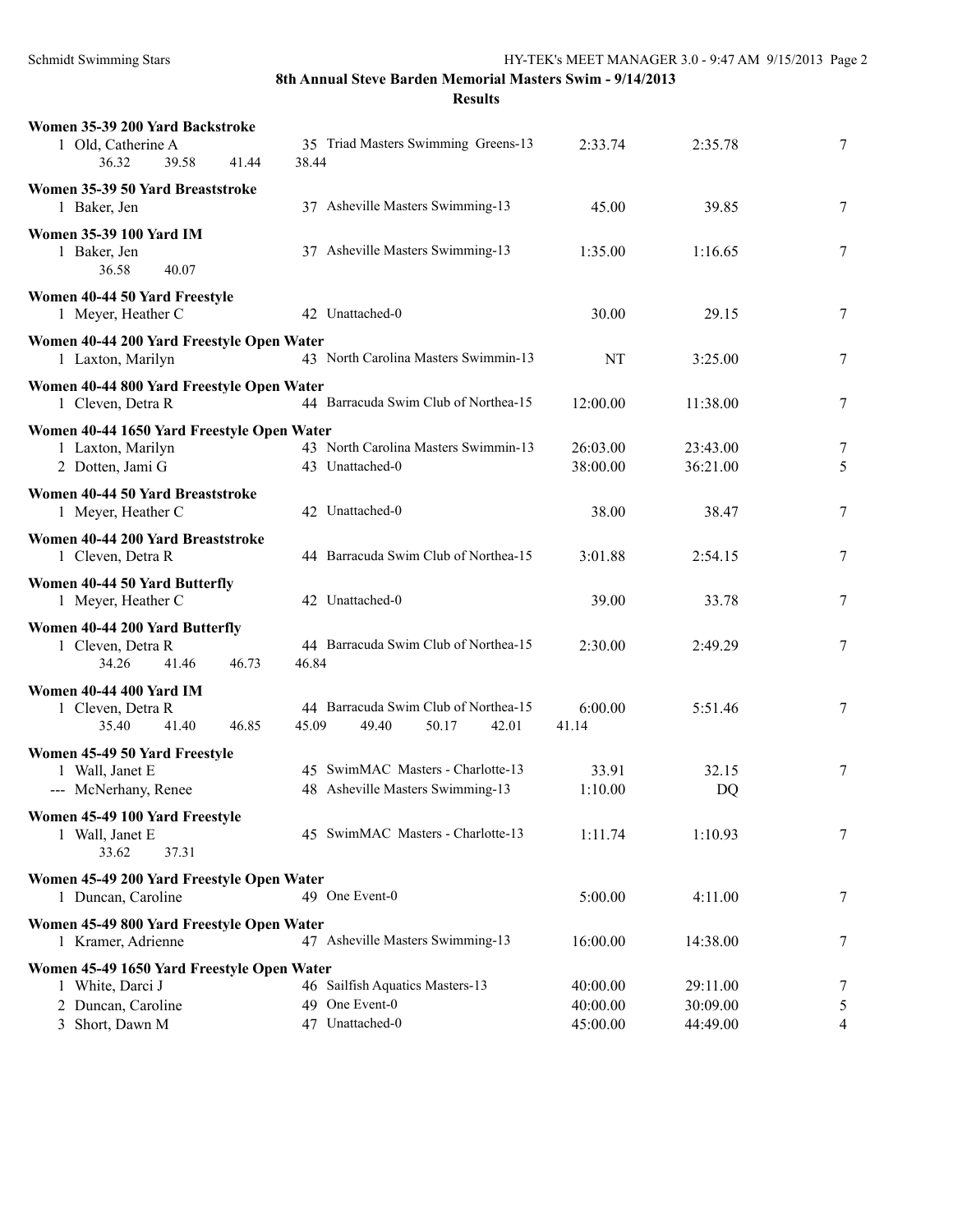**8th Annual Steve Barden Memorial Masters Swim - 9/14/2013**

**Results**

**Women 35-39 200 Yard Backstroke**

| | Name | Age | Team | Seed Time | Finals Time | Points |
|---|---|---|---|---|---|---|
| 1 | Old, Catherine A | 35 | Triad Masters Swimming Greens-13 | 2:33.74 | 2:35.78 | 7 |
| | 36.32 39.58 41.44 38.44 | | | | | |

**Women 35-39 50 Yard Breaststroke**

| | Name | Age | Team | Seed Time | Finals Time | Points |
|---|---|---|---|---|---|---|
| 1 | Baker, Jen | 37 | Asheville Masters Swimming-13 | 45.00 | 39.85 | 7 |

**Women 35-39 100 Yard IM**

| | Name | Age | Team | Seed Time | Finals Time | Points |
|---|---|---|---|---|---|---|
| 1 | Baker, Jen | 37 | Asheville Masters Swimming-13 | 1:35.00 | 1:16.65 | 7 |
| | 36.58 40.07 | | | | | |

**Women 40-44 50 Yard Freestyle**

| | Name | Age | Team | Seed Time | Finals Time | Points |
|---|---|---|---|---|---|---|
| 1 | Meyer, Heather C | 42 | Unattached-0 | 30.00 | 29.15 | 7 |

**Women 40-44 200 Yard Freestyle Open Water**

| | Name | Age | Team | Seed Time | Finals Time | Points |
|---|---|---|---|---|---|---|
| 1 | Laxton, Marilyn | 43 | North Carolina Masters Swimmin-13 | NT | 3:25.00 | 7 |

**Women 40-44 800 Yard Freestyle Open Water**

| | Name | Age | Team | Seed Time | Finals Time | Points |
|---|---|---|---|---|---|---|
| 1 | Cleven, Detra R | 44 | Barracuda Swim Club of Northea-15 | 12:00.00 | 11:38.00 | 7 |

**Women 40-44 1650 Yard Freestyle Open Water**

| | Name | Age | Team | Seed Time | Finals Time | Points |
|---|---|---|---|---|---|---|
| 1 | Laxton, Marilyn | 43 | North Carolina Masters Swimmin-13 | 26:03.00 | 23:43.00 | 7 |
| 2 | Dotten, Jami G | 43 | Unattached-0 | 38:00.00 | 36:21.00 | 5 |

**Women 40-44 50 Yard Breaststroke**

| | Name | Age | Team | Seed Time | Finals Time | Points |
|---|---|---|---|---|---|---|
| 1 | Meyer, Heather C | 42 | Unattached-0 | 38.00 | 38.47 | 7 |

**Women 40-44 200 Yard Breaststroke**

| | Name | Age | Team | Seed Time | Finals Time | Points |
|---|---|---|---|---|---|---|
| 1 | Cleven, Detra R | 44 | Barracuda Swim Club of Northea-15 | 3:01.88 | 2:54.15 | 7 |

**Women 40-44 50 Yard Butterfly**

| | Name | Age | Team | Seed Time | Finals Time | Points |
|---|---|---|---|---|---|---|
| 1 | Meyer, Heather C | 42 | Unattached-0 | 39.00 | 33.78 | 7 |

**Women 40-44 200 Yard Butterfly**

| | Name | Age | Team | Seed Time | Finals Time | Points |
|---|---|---|---|---|---|---|
| 1 | Cleven, Detra R | 44 | Barracuda Swim Club of Northea-15 | 2:30.00 | 2:49.29 | 7 |
| | 34.26 41.46 46.73 46.84 | | | | | |

**Women 40-44 400 Yard IM**

| | Name | Age | Team | Seed Time | Finals Time | Points |
|---|---|---|---|---|---|---|
| 1 | Cleven, Detra R | 44 | Barracuda Swim Club of Northea-15 | 6:00.00 | 5:51.46 | 7 |
| | 35.40 41.40 46.85 45.09 49.40 50.17 42.01 41.14 | | | | | |

**Women 45-49 50 Yard Freestyle**

| | Name | Age | Team | Seed Time | Finals Time | Points |
|---|---|---|---|---|---|---|
| 1 | Wall, Janet E | 45 | SwimMAC Masters - Charlotte-13 | 33.91 | 32.15 | 7 |
| --- | McNerhany, Renee | 48 | Asheville Masters Swimming-13 | 1:10.00 | DQ | |

**Women 45-49 100 Yard Freestyle**

| | Name | Age | Team | Seed Time | Finals Time | Points |
|---|---|---|---|---|---|---|
| 1 | Wall, Janet E | 45 | SwimMAC Masters - Charlotte-13 | 1:11.74 | 1:10.93 | 7 |
| | 33.62 37.31 | | | | | |

**Women 45-49 200 Yard Freestyle Open Water**

| | Name | Age | Team | Seed Time | Finals Time | Points |
|---|---|---|---|---|---|---|
| 1 | Duncan, Caroline | 49 | One Event-0 | 5:00.00 | 4:11.00 | 7 |

**Women 45-49 800 Yard Freestyle Open Water**

| | Name | Age | Team | Seed Time | Finals Time | Points |
|---|---|---|---|---|---|---|
| 1 | Kramer, Adrienne | 47 | Asheville Masters Swimming-13 | 16:00.00 | 14:38.00 | 7 |

**Women 45-49 1650 Yard Freestyle Open Water**

| | Name | Age | Team | Seed Time | Finals Time | Points |
|---|---|---|---|---|---|---|
| 1 | White, Darci J | 46 | Sailfish Aquatics Masters-13 | 40:00.00 | 29:11.00 | 7 |
| 2 | Duncan, Caroline | 49 | One Event-0 | 40:00.00 | 30:09.00 | 5 |
| 3 | Short, Dawn M | 47 | Unattached-0 | 45:00.00 | 44:49.00 | 4 |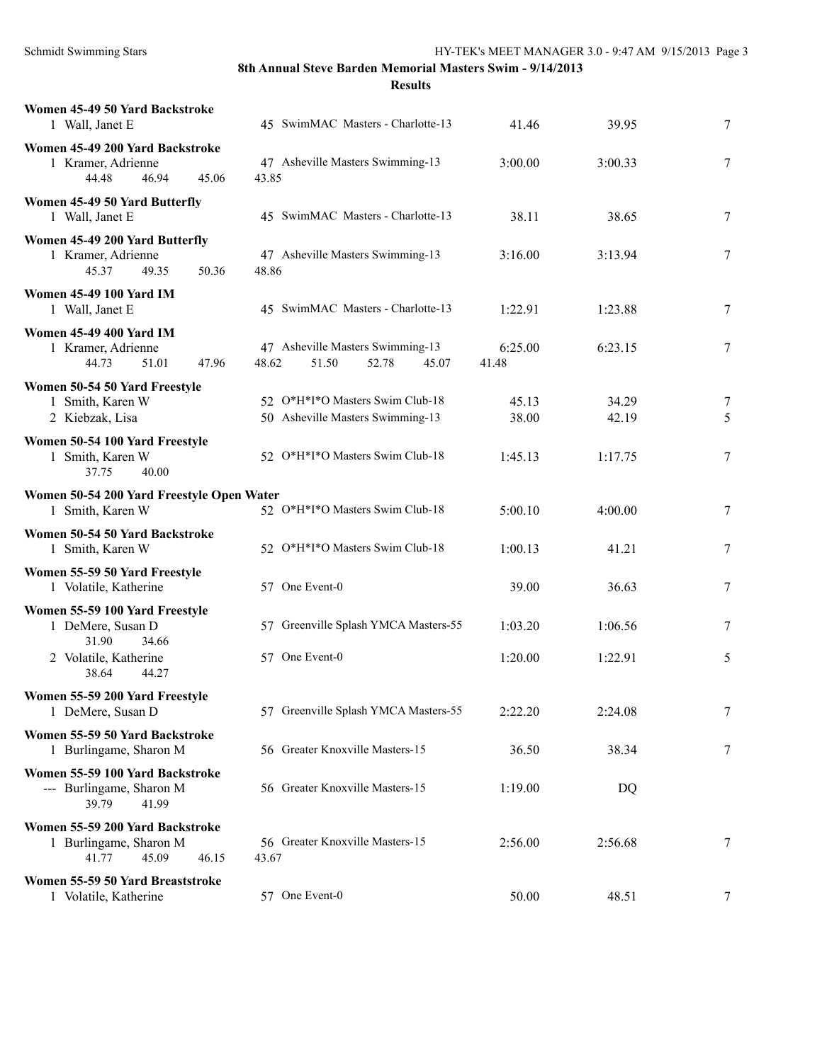## 8th Annual Steve Barden Memorial Masters Swim - 9/14/2013

### Results

**Women 45-49 50 Yard Backstroke**

| | Name | Age | Team | Seed | Finals | Points |
|---|---|---|---|---|---|---|
| 1 | Wall, Janet E | 45 | SwimMAC Masters - Charlotte-13 | 41.46 | 39.95 | 7 |

**Women 45-49 200 Yard Backstroke**

| | Name | Age | Team | Seed | Finals | Points |
|---|---|---|---|---|---|---|
| 1 | Kramer, Adrienne | 47 | Asheville Masters Swimming-13 | 3:00.00 | 3:00.33 | 7 |
| | 44.48 46.94 45.06 43.85 | | | | | |

**Women 45-49 50 Yard Butterfly**

| | Name | Age | Team | Seed | Finals | Points |
|---|---|---|---|---|---|---|
| 1 | Wall, Janet E | 45 | SwimMAC Masters - Charlotte-13 | 38.11 | 38.65 | 7 |

**Women 45-49 200 Yard Butterfly**

| | Name | Age | Team | Seed | Finals | Points |
|---|---|---|---|---|---|---|
| 1 | Kramer, Adrienne | 47 | Asheville Masters Swimming-13 | 3:16.00 | 3:13.94 | 7 |
| | 45.37 49.35 50.36 48.86 | | | | | |

**Women 45-49 100 Yard IM**

| | Name | Age | Team | Seed | Finals | Points |
|---|---|---|---|---|---|---|
| 1 | Wall, Janet E | 45 | SwimMAC Masters - Charlotte-13 | 1:22.91 | 1:23.88 | 7 |

**Women 45-49 400 Yard IM**

| | Name | Age | Team | Seed | Finals | Points |
|---|---|---|---|---|---|---|
| 1 | Kramer, Adrienne | 47 | Asheville Masters Swimming-13 | 6:25.00 | 6:23.15 | 7 |
| | 44.73 51.01 47.96 48.62 51.50 52.78 45.07 41.48 | | | | | |

**Women 50-54 50 Yard Freestyle**

| | Name | Age | Team | Seed | Finals | Points |
|---|---|---|---|---|---|---|
| 1 | Smith, Karen W | 52 | O*H*I*O Masters Swim Club-18 | 45.13 | 34.29 | 7 |
| 2 | Kiebzak, Lisa | 50 | Asheville Masters Swimming-13 | 38.00 | 42.19 | 5 |

**Women 50-54 100 Yard Freestyle**

| | Name | Age | Team | Seed | Finals | Points |
|---|---|---|---|---|---|---|
| 1 | Smith, Karen W | 52 | O*H*I*O Masters Swim Club-18 | 1:45.13 | 1:17.75 | 7 |
| | 37.75 40.00 | | | | | |

**Women 50-54 200 Yard Freestyle Open Water**

| | Name | Age | Team | Seed | Finals | Points |
|---|---|---|---|---|---|---|
| 1 | Smith, Karen W | 52 | O*H*I*O Masters Swim Club-18 | 5:00.10 | 4:00.00 | 7 |

**Women 50-54 50 Yard Backstroke**

| | Name | Age | Team | Seed | Finals | Points |
|---|---|---|---|---|---|---|
| 1 | Smith, Karen W | 52 | O*H*I*O Masters Swim Club-18 | 1:00.13 | 41.21 | 7 |

**Women 55-59 50 Yard Freestyle**

| | Name | Age | Team | Seed | Finals | Points |
|---|---|---|---|---|---|---|
| 1 | Volatile, Katherine | 57 | One Event-0 | 39.00 | 36.63 | 7 |

**Women 55-59 100 Yard Freestyle**

| | Name | Age | Team | Seed | Finals | Points |
|---|---|---|---|---|---|---|
| 1 | DeMere, Susan D | 57 | Greenville Splash YMCA Masters-55 | 1:03.20 | 1:06.56 | 7 |
| | 31.90 34.66 | | | | | |
| 2 | Volatile, Katherine | 57 | One Event-0 | 1:20.00 | 1:22.91 | 5 |
| | 38.64 44.27 | | | | | |

**Women 55-59 200 Yard Freestyle**

| | Name | Age | Team | Seed | Finals | Points |
|---|---|---|---|---|---|---|
| 1 | DeMere, Susan D | 57 | Greenville Splash YMCA Masters-55 | 2:22.20 | 2:24.08 | 7 |

**Women 55-59 50 Yard Backstroke**

| | Name | Age | Team | Seed | Finals | Points |
|---|---|---|---|---|---|---|
| 1 | Burlingame, Sharon M | 56 | Greater Knoxville Masters-15 | 36.50 | 38.34 | 7 |

**Women 55-59 100 Yard Backstroke**

| | Name | Age | Team | Seed | Finals | Points |
|---|---|---|---|---|---|---|
| --- | Burlingame, Sharon M | 56 | Greater Knoxville Masters-15 | 1:19.00 | DQ | |
| | 39.79 41.99 | | | | | |

**Women 55-59 200 Yard Backstroke**

| | Name | Age | Team | Seed | Finals | Points |
|---|---|---|---|---|---|---|
| 1 | Burlingame, Sharon M | 56 | Greater Knoxville Masters-15 | 2:56.00 | 2:56.68 | 7 |
| | 41.77 45.09 46.15 43.67 | | | | | |

**Women 55-59 50 Yard Breaststroke**

| | Name | Age | Team | Seed | Finals | Points |
|---|---|---|---|---|---|---|
| 1 | Volatile, Katherine | 57 | One Event-0 | 50.00 | 48.51 | 7 |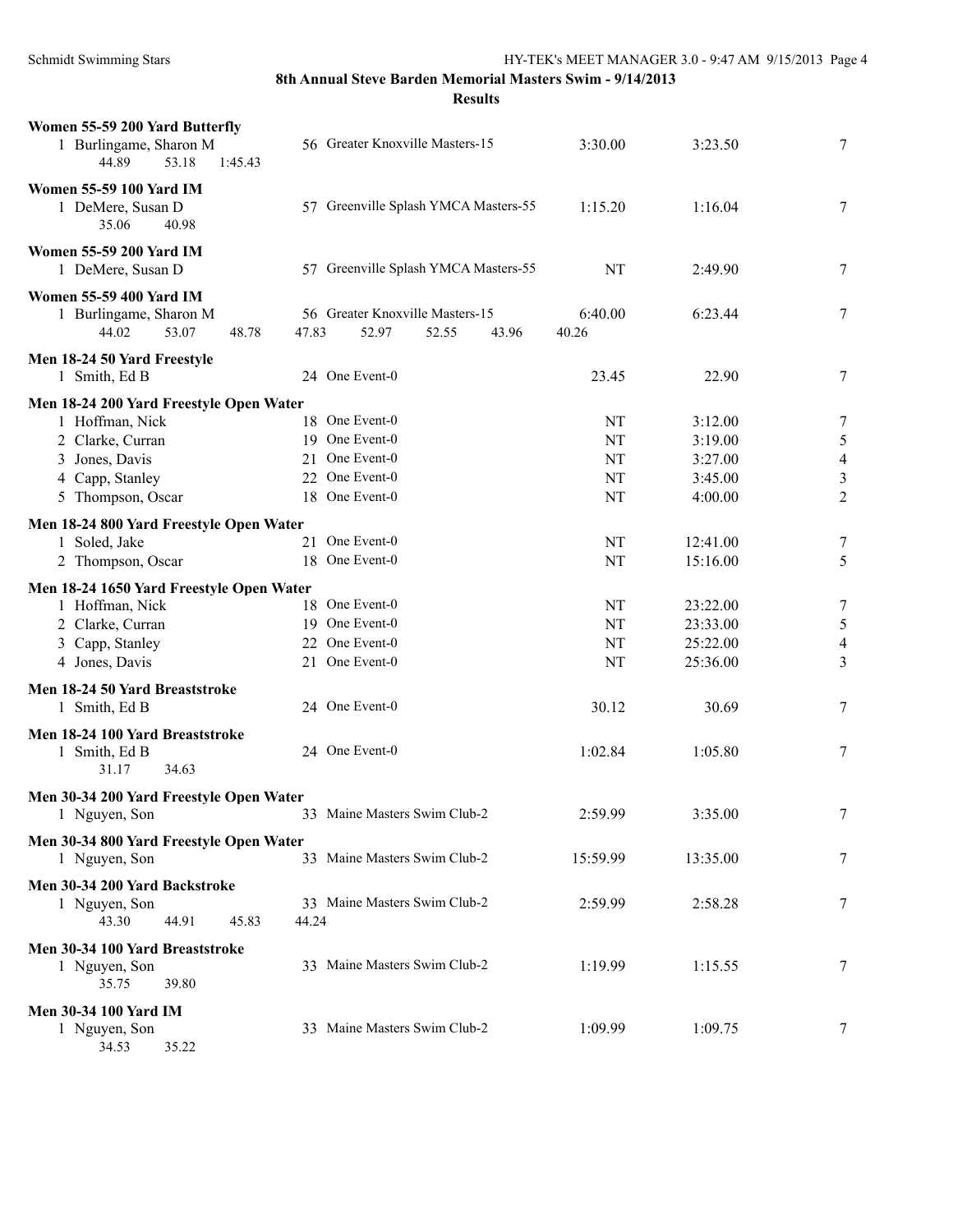**8th Annual Steve Barden Memorial Masters Swim - 9/14/2013**

**Results**

**Women 55-59 200 Yard Butterfly**

| | Name | Age | Team | Seed Time | Finals Time | Points |
|---|---|---|---|---|---|---|
| 1 | Burlingame, Sharon M | 56 | Greater Knoxville Masters-15 | 3:30.00 | 3:23.50 | 7 |
| | 44.89 53.18 1:45.43 | | | | | |

**Women 55-59 100 Yard IM**

| | Name | Age | Team | Seed Time | Finals Time | Points |
|---|---|---|---|---|---|---|
| 1 | DeMere, Susan D | 57 | Greenville Splash YMCA Masters-55 | 1:15.20 | 1:16.04 | 7 |
| | 35.06 40.98 | | | | | |

**Women 55-59 200 Yard IM**

| | Name | Age | Team | Seed Time | Finals Time | Points |
|---|---|---|---|---|---|---|
| 1 | DeMere, Susan D | 57 | Greenville Splash YMCA Masters-55 | NT | 2:49.90 | 7 |

**Women 55-59 400 Yard IM**

| | Name | Age | Team | Seed Time | Finals Time | Points |
|---|---|---|---|---|---|---|
| 1 | Burlingame, Sharon M | 56 | Greater Knoxville Masters-15 | 6:40.00 | 6:23.44 | 7 |
| | 44.02 53.07 48.78 47.83 52.97 52.55 43.96 40.26 | | | | | |

**Men 18-24 50 Yard Freestyle**

| | Name | Age | Team | Seed Time | Finals Time | Points |
|---|---|---|---|---|---|---|
| 1 | Smith, Ed B | 24 | One Event-0 | 23.45 | 22.90 | 7 |

**Men 18-24 200 Yard Freestyle Open Water**

| | Name | Age | Team | Seed Time | Finals Time | Points |
|---|---|---|---|---|---|---|
| 1 | Hoffman, Nick | 18 | One Event-0 | NT | 3:12.00 | 7 |
| 2 | Clarke, Curran | 19 | One Event-0 | NT | 3:19.00 | 5 |
| 3 | Jones, Davis | 21 | One Event-0 | NT | 3:27.00 | 4 |
| 4 | Capp, Stanley | 22 | One Event-0 | NT | 3:45.00 | 3 |
| 5 | Thompson, Oscar | 18 | One Event-0 | NT | 4:00.00 | 2 |

**Men 18-24 800 Yard Freestyle Open Water**

| | Name | Age | Team | Seed Time | Finals Time | Points |
|---|---|---|---|---|---|---|
| 1 | Soled, Jake | 21 | One Event-0 | NT | 12:41.00 | 7 |
| 2 | Thompson, Oscar | 18 | One Event-0 | NT | 15:16.00 | 5 |

**Men 18-24 1650 Yard Freestyle Open Water**

| | Name | Age | Team | Seed Time | Finals Time | Points |
|---|---|---|---|---|---|---|
| 1 | Hoffman, Nick | 18 | One Event-0 | NT | 23:22.00 | 7 |
| 2 | Clarke, Curran | 19 | One Event-0 | NT | 23:33.00 | 5 |
| 3 | Capp, Stanley | 22 | One Event-0 | NT | 25:22.00 | 4 |
| 4 | Jones, Davis | 21 | One Event-0 | NT | 25:36.00 | 3 |

**Men 18-24 50 Yard Breaststroke**

| | Name | Age | Team | Seed Time | Finals Time | Points |
|---|---|---|---|---|---|---|
| 1 | Smith, Ed B | 24 | One Event-0 | 30.12 | 30.69 | 7 |

**Men 18-24 100 Yard Breaststroke**

| | Name | Age | Team | Seed Time | Finals Time | Points |
|---|---|---|---|---|---|---|
| 1 | Smith, Ed B | 24 | One Event-0 | 1:02.84 | 1:05.80 | 7 |
| | 31.17 34.63 | | | | | |

**Men 30-34 200 Yard Freestyle Open Water**

| | Name | Age | Team | Seed Time | Finals Time | Points |
|---|---|---|---|---|---|---|
| 1 | Nguyen, Son | 33 | Maine Masters Swim Club-2 | 2:59.99 | 3:35.00 | 7 |

**Men 30-34 800 Yard Freestyle Open Water**

| | Name | Age | Team | Seed Time | Finals Time | Points |
|---|---|---|---|---|---|---|
| 1 | Nguyen, Son | 33 | Maine Masters Swim Club-2 | 15:59.99 | 13:35.00 | 7 |

**Men 30-34 200 Yard Backstroke**

| | Name | Age | Team | Seed Time | Finals Time | Points |
|---|---|---|---|---|---|---|
| 1 | Nguyen, Son | 33 | Maine Masters Swim Club-2 | 2:59.99 | 2:58.28 | 7 |
| | 43.30 44.91 45.83 44.24 | | | | | |

**Men 30-34 100 Yard Breaststroke**

| | Name | Age | Team | Seed Time | Finals Time | Points |
|---|---|---|---|---|---|---|
| 1 | Nguyen, Son | 33 | Maine Masters Swim Club-2 | 1:19.99 | 1:15.55 | 7 |
| | 35.75 39.80 | | | | | |

**Men 30-34 100 Yard IM**

| | Name | Age | Team | Seed Time | Finals Time | Points |
|---|---|---|---|---|---|---|
| 1 | Nguyen, Son | 33 | Maine Masters Swim Club-2 | 1:09.99 | 1:09.75 | 7 |
| | 34.53 35.22 | | | | | |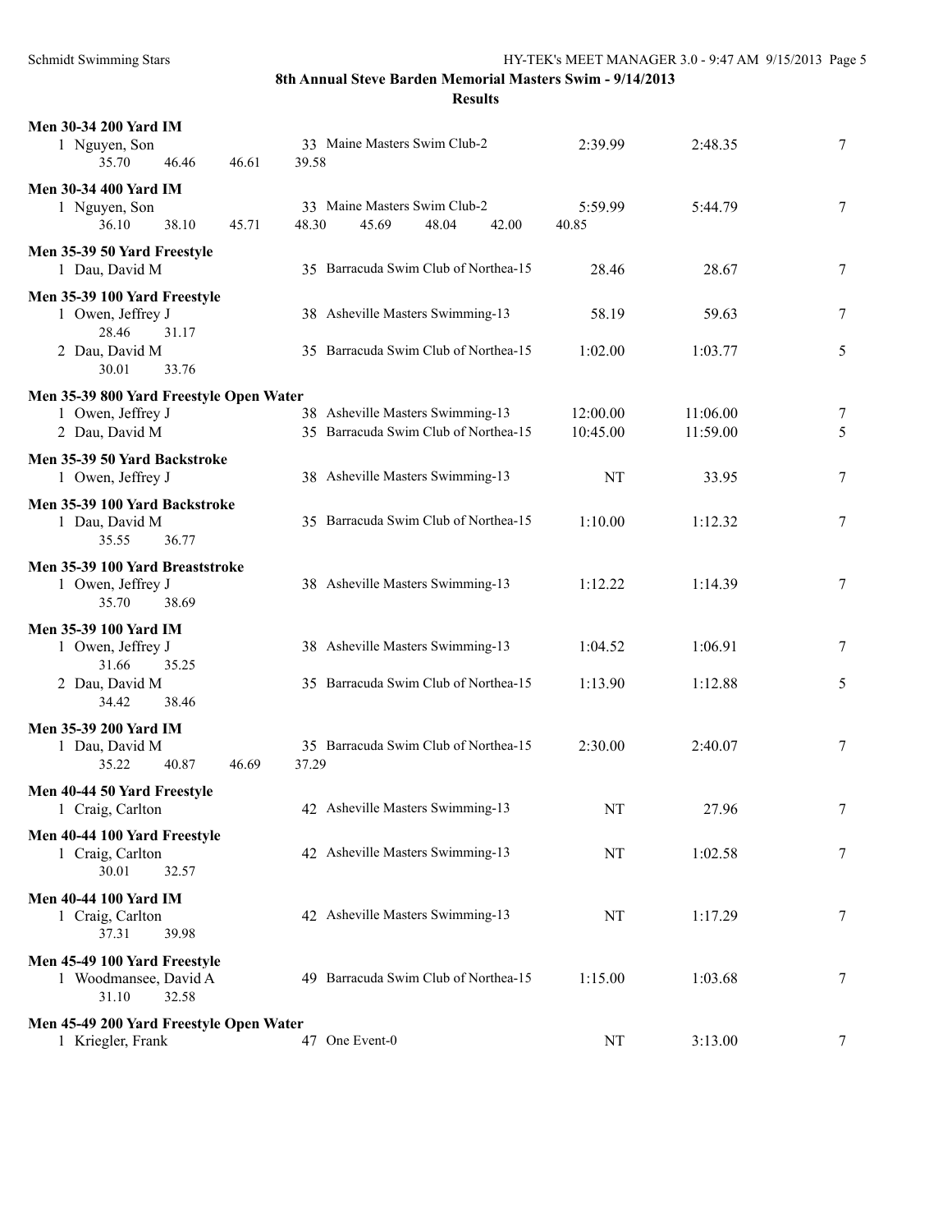# 8th Annual Steve Barden Memorial Masters Swim - 9/14/2013

## Results

**Men 30-34 200 Yard IM**

| | Name | Age | Team | Seed Time | Finals Time | Points |
|---|---|---|---|---|---|---|
| 1 | Nguyen, Son | 33 | Maine Masters Swim Club-2 | 2:39.99 | 2:48.35 | 7 |
| | 35.70 46.46 46.61 39.58 | | | | | |

**Men 30-34 400 Yard IM**

| | Name | Age | Team | Seed Time | Finals Time | Points |
|---|---|---|---|---|---|---|
| 1 | Nguyen, Son | 33 | Maine Masters Swim Club-2 | 5:59.99 | 5:44.79 | 7 |
| | 36.10 38.10 45.71 48.30 45.69 48.04 42.00 40.85 | | | | | |

**Men 35-39 50 Yard Freestyle**

| | Name | Age | Team | Seed Time | Finals Time | Points |
|---|---|---|---|---|---|---|
| 1 | Dau, David M | 35 | Barracuda Swim Club of Northea-15 | 28.46 | 28.67 | 7 |

**Men 35-39 100 Yard Freestyle**

| | Name | Age | Team | Seed Time | Finals Time | Points |
|---|---|---|---|---|---|---|
| 1 | Owen, Jeffrey J | 38 | Asheville Masters Swimming-13 | 58.19 | 59.63 | 7 |
| | 28.46 31.17 | | | | | |
| 2 | Dau, David M | 35 | Barracuda Swim Club of Northea-15 | 1:02.00 | 1:03.77 | 5 |
| | 30.01 33.76 | | | | | |

**Men 35-39 800 Yard Freestyle Open Water**

| | Name | Age | Team | Seed Time | Finals Time | Points |
|---|---|---|---|---|---|---|
| 1 | Owen, Jeffrey J | 38 | Asheville Masters Swimming-13 | 12:00.00 | 11:06.00 | 7 |
| 2 | Dau, David M | 35 | Barracuda Swim Club of Northea-15 | 10:45.00 | 11:59.00 | 5 |

**Men 35-39 50 Yard Backstroke**

| | Name | Age | Team | Seed Time | Finals Time | Points |
|---|---|---|---|---|---|---|
| 1 | Owen, Jeffrey J | 38 | Asheville Masters Swimming-13 | NT | 33.95 | 7 |

**Men 35-39 100 Yard Backstroke**

| | Name | Age | Team | Seed Time | Finals Time | Points |
|---|---|---|---|---|---|---|
| 1 | Dau, David M | 35 | Barracuda Swim Club of Northea-15 | 1:10.00 | 1:12.32 | 7 |
| | 35.55 36.77 | | | | | |

**Men 35-39 100 Yard Breaststroke**

| | Name | Age | Team | Seed Time | Finals Time | Points |
|---|---|---|---|---|---|---|
| 1 | Owen, Jeffrey J | 38 | Asheville Masters Swimming-13 | 1:12.22 | 1:14.39 | 7 |
| | 35.70 38.69 | | | | | |

**Men 35-39 100 Yard IM**

| | Name | Age | Team | Seed Time | Finals Time | Points |
|---|---|---|---|---|---|---|
| 1 | Owen, Jeffrey J | 38 | Asheville Masters Swimming-13 | 1:04.52 | 1:06.91 | 7 |
| | 31.66 35.25 | | | | | |
| 2 | Dau, David M | 35 | Barracuda Swim Club of Northea-15 | 1:13.90 | 1:12.88 | 5 |
| | 34.42 38.46 | | | | | |

**Men 35-39 200 Yard IM**

| | Name | Age | Team | Seed Time | Finals Time | Points |
|---|---|---|---|---|---|---|
| 1 | Dau, David M | 35 | Barracuda Swim Club of Northea-15 | 2:30.00 | 2:40.07 | 7 |
| | 35.22 40.87 46.69 37.29 | | | | | |

**Men 40-44 50 Yard Freestyle**

| | Name | Age | Team | Seed Time | Finals Time | Points |
|---|---|---|---|---|---|---|
| 1 | Craig, Carlton | 42 | Asheville Masters Swimming-13 | NT | 27.96 | 7 |

**Men 40-44 100 Yard Freestyle**

| | Name | Age | Team | Seed Time | Finals Time | Points |
|---|---|---|---|---|---|---|
| 1 | Craig, Carlton | 42 | Asheville Masters Swimming-13 | NT | 1:02.58 | 7 |
| | 30.01 32.57 | | | | | |

**Men 40-44 100 Yard IM**

| | Name | Age | Team | Seed Time | Finals Time | Points |
|---|---|---|---|---|---|---|
| 1 | Craig, Carlton | 42 | Asheville Masters Swimming-13 | NT | 1:17.29 | 7 |
| | 37.31 39.98 | | | | | |

**Men 45-49 100 Yard Freestyle**

| | Name | Age | Team | Seed Time | Finals Time | Points |
|---|---|---|---|---|---|---|
| 1 | Woodmansee, David A | 49 | Barracuda Swim Club of Northea-15 | 1:15.00 | 1:03.68 | 7 |
| | 31.10 32.58 | | | | | |

**Men 45-49 200 Yard Freestyle Open Water**

| | Name | Age | Team | Seed Time | Finals Time | Points |
|---|---|---|---|---|---|---|
| 1 | Kriegler, Frank | 47 | One Event-0 | NT | 3:13.00 | 7 |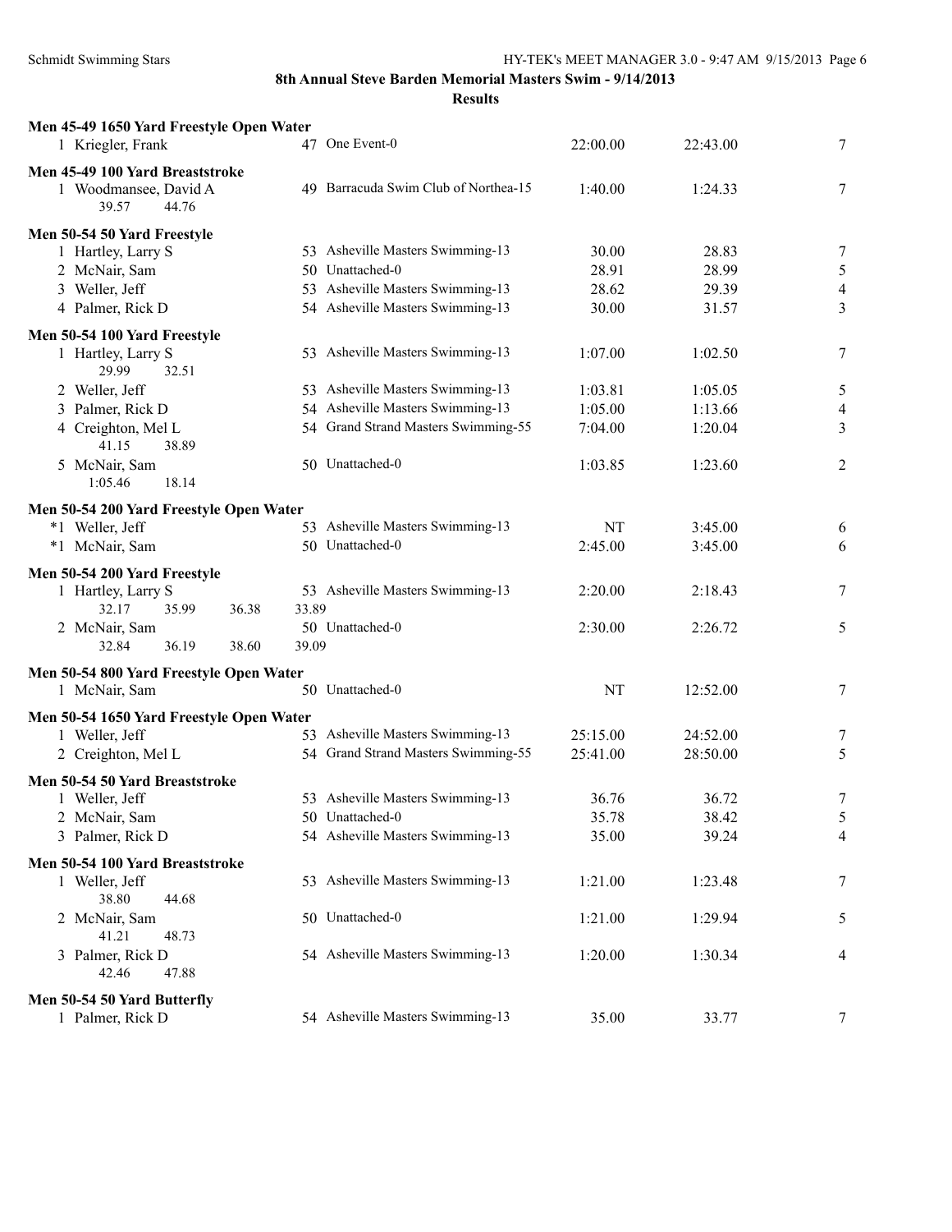**8th Annual Steve Barden Memorial Masters Swim - 9/14/2013**

**Results**

### Men 45-49 1650 Yard Freestyle Open Water

| | Name | Age | Team | Seed Time | Finals Time | Points |
|---|---|---|---|---|---|---|
| 1 | Kriegler, Frank | 47 | One Event-0 | 22:00.00 | 22:43.00 | 7 |

### Men 45-49 100 Yard Breaststroke

| | Name | Age | Team | Seed Time | Finals Time | Points |
|---|---|---|---|---|---|---|
| 1 | Woodmansee, David A | 49 | Barracuda Swim Club of Northea-15 | 1:40.00 | 1:24.33 | 7 |
| | 39.57 44.76 | | | | | |

### Men 50-54 50 Yard Freestyle

| | Name | Age | Team | Seed Time | Finals Time | Points |
|---|---|---|---|---|---|---|
| 1 | Hartley, Larry S | 53 | Asheville Masters Swimming-13 | 30.00 | 28.83 | 7 |
| 2 | McNair, Sam | 50 | Unattached-0 | 28.91 | 28.99 | 5 |
| 3 | Weller, Jeff | 53 | Asheville Masters Swimming-13 | 28.62 | 29.39 | 4 |
| 4 | Palmer, Rick D | 54 | Asheville Masters Swimming-13 | 30.00 | 31.57 | 3 |

### Men 50-54 100 Yard Freestyle

| | Name | Age | Team | Seed Time | Finals Time | Points |
|---|---|---|---|---|---|---|
| 1 | Hartley, Larry S | 53 | Asheville Masters Swimming-13 | 1:07.00 | 1:02.50 | 7 |
| | 29.99 32.51 | | | | | |
| 2 | Weller, Jeff | 53 | Asheville Masters Swimming-13 | 1:03.81 | 1:05.05 | 5 |
| 3 | Palmer, Rick D | 54 | Asheville Masters Swimming-13 | 1:05.00 | 1:13.66 | 4 |
| 4 | Creighton, Mel L | 54 | Grand Strand Masters Swimming-55 | 7:04.00 | 1:20.04 | 3 |
| | 41.15 38.89 | | | | | |
| 5 | McNair, Sam | 50 | Unattached-0 | 1:03.85 | 1:23.60 | 2 |
| | 1:05.46 18.14 | | | | | |

### Men 50-54 200 Yard Freestyle Open Water

| | Name | Age | Team | Seed Time | Finals Time | Points |
|---|---|---|---|---|---|---|
| *1 | Weller, Jeff | 53 | Asheville Masters Swimming-13 | NT | 3:45.00 | 6 |
| *1 | McNair, Sam | 50 | Unattached-0 | 2:45.00 | 3:45.00 | 6 |

### Men 50-54 200 Yard Freestyle

| | Name | Age | Team | Seed Time | Finals Time | Points |
|---|---|---|---|---|---|---|
| 1 | Hartley, Larry S | 53 | Asheville Masters Swimming-13 | 2:20.00 | 2:18.43 | 7 |
| | 32.17 35.99 36.38 33.89 | | | | | |
| 2 | McNair, Sam | 50 | Unattached-0 | 2:30.00 | 2:26.72 | 5 |
| | 32.84 36.19 38.60 39.09 | | | | | |

### Men 50-54 800 Yard Freestyle Open Water

| | Name | Age | Team | Seed Time | Finals Time | Points |
|---|---|---|---|---|---|---|
| 1 | McNair, Sam | 50 | Unattached-0 | NT | 12:52.00 | 7 |

### Men 50-54 1650 Yard Freestyle Open Water

| | Name | Age | Team | Seed Time | Finals Time | Points |
|---|---|---|---|---|---|---|
| 1 | Weller, Jeff | 53 | Asheville Masters Swimming-13 | 25:15.00 | 24:52.00 | 7 |
| 2 | Creighton, Mel L | 54 | Grand Strand Masters Swimming-55 | 25:41.00 | 28:50.00 | 5 |

### Men 50-54 50 Yard Breaststroke

| | Name | Age | Team | Seed Time | Finals Time | Points |
|---|---|---|---|---|---|---|
| 1 | Weller, Jeff | 53 | Asheville Masters Swimming-13 | 36.76 | 36.72 | 7 |
| 2 | McNair, Sam | 50 | Unattached-0 | 35.78 | 38.42 | 5 |
| 3 | Palmer, Rick D | 54 | Asheville Masters Swimming-13 | 35.00 | 39.24 | 4 |

### Men 50-54 100 Yard Breaststroke

| | Name | Age | Team | Seed Time | Finals Time | Points |
|---|---|---|---|---|---|---|
| 1 | Weller, Jeff | 53 | Asheville Masters Swimming-13 | 1:21.00 | 1:23.48 | 7 |
| | 38.80 44.68 | | | | | |
| 2 | McNair, Sam | 50 | Unattached-0 | 1:21.00 | 1:29.94 | 5 |
| | 41.21 48.73 | | | | | |
| 3 | Palmer, Rick D | 54 | Asheville Masters Swimming-13 | 1:20.00 | 1:30.34 | 4 |
| | 42.46 47.88 | | | | | |

### Men 50-54 50 Yard Butterfly

| | Name | Age | Team | Seed Time | Finals Time | Points |
|---|---|---|---|---|---|---|
| 1 | Palmer, Rick D | 54 | Asheville Masters Swimming-13 | 35.00 | 33.77 | 7 |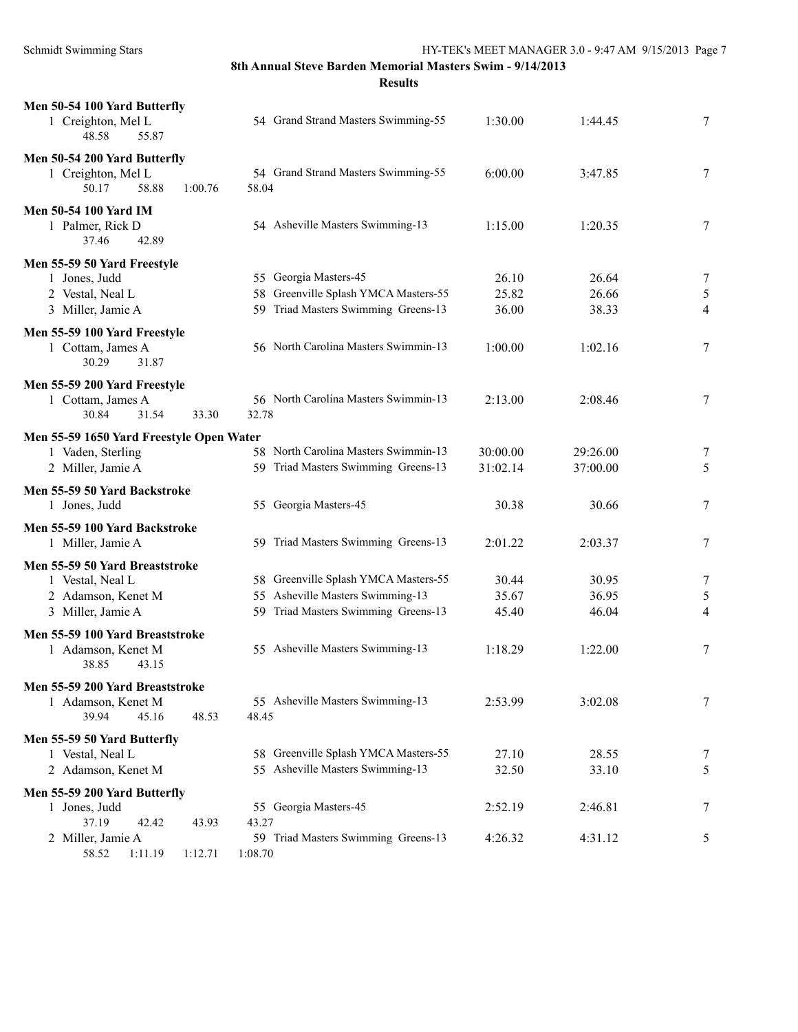# 8th Annual Steve Barden Memorial Masters Swim - 9/14/2013

## Results

### Men 50-54 100 Yard Butterfly

| | Name | Age | Team | Seed | Finals | Points |
|---|---|---|---|---|---|---|
| 1 | Creighton, Mel L | 54 | Grand Strand Masters Swimming-55 | 1:30.00 | 1:44.45 | 7 |
| | 48.58 55.87 | | | | | |

### Men 50-54 200 Yard Butterfly

| | Name | Age | Team | Seed | Finals | Points |
|---|---|---|---|---|---|---|
| 1 | Creighton, Mel L | 54 | Grand Strand Masters Swimming-55 | 6:00.00 | 3:47.85 | 7 |
| | 50.17 58.88 1:00.76 58.04 | | | | | |

### Men 50-54 100 Yard IM

| | Name | Age | Team | Seed | Finals | Points |
|---|---|---|---|---|---|---|
| 1 | Palmer, Rick D | 54 | Asheville Masters Swimming-13 | 1:15.00 | 1:20.35 | 7 |
| | 37.46 42.89 | | | | | |

### Men 55-59 50 Yard Freestyle

| | Name | Age | Team | Seed | Finals | Points |
|---|---|---|---|---|---|---|
| 1 | Jones, Judd | 55 | Georgia Masters-45 | 26.10 | 26.64 | 7 |
| 2 | Vestal, Neal L | 58 | Greenville Splash YMCA Masters-55 | 25.82 | 26.66 | 5 |
| 3 | Miller, Jamie A | 59 | Triad Masters Swimming Greens-13 | 36.00 | 38.33 | 4 |

### Men 55-59 100 Yard Freestyle

| | Name | Age | Team | Seed | Finals | Points |
|---|---|---|---|---|---|---|
| 1 | Cottam, James A | 56 | North Carolina Masters Swimmin-13 | 1:00.00 | 1:02.16 | 7 |
| | 30.29 31.87 | | | | | |

### Men 55-59 200 Yard Freestyle

| | Name | Age | Team | Seed | Finals | Points |
|---|---|---|---|---|---|---|
| 1 | Cottam, James A | 56 | North Carolina Masters Swimmin-13 | 2:13.00 | 2:08.46 | 7 |
| | 30.84 31.54 33.30 32.78 | | | | | |

### Men 55-59 1650 Yard Freestyle Open Water

| | Name | Age | Team | Seed | Finals | Points |
|---|---|---|---|---|---|---|
| 1 | Vaden, Sterling | 58 | North Carolina Masters Swimmin-13 | 30:00.00 | 29:26.00 | 7 |
| 2 | Miller, Jamie A | 59 | Triad Masters Swimming Greens-13 | 31:02.14 | 37:00.00 | 5 |

### Men 55-59 50 Yard Backstroke

| | Name | Age | Team | Seed | Finals | Points |
|---|---|---|---|---|---|---|
| 1 | Jones, Judd | 55 | Georgia Masters-45 | 30.38 | 30.66 | 7 |

### Men 55-59 100 Yard Backstroke

| | Name | Age | Team | Seed | Finals | Points |
|---|---|---|---|---|---|---|
| 1 | Miller, Jamie A | 59 | Triad Masters Swimming Greens-13 | 2:01.22 | 2:03.37 | 7 |

### Men 55-59 50 Yard Breaststroke

| | Name | Age | Team | Seed | Finals | Points |
|---|---|---|---|---|---|---|
| 1 | Vestal, Neal L | 58 | Greenville Splash YMCA Masters-55 | 30.44 | 30.95 | 7 |
| 2 | Adamson, Kenet M | 55 | Asheville Masters Swimming-13 | 35.67 | 36.95 | 5 |
| 3 | Miller, Jamie A | 59 | Triad Masters Swimming Greens-13 | 45.40 | 46.04 | 4 |

### Men 55-59 100 Yard Breaststroke

| | Name | Age | Team | Seed | Finals | Points |
|---|---|---|---|---|---|---|
| 1 | Adamson, Kenet M | 55 | Asheville Masters Swimming-13 | 1:18.29 | 1:22.00 | 7 |
| | 38.85 43.15 | | | | | |

### Men 55-59 200 Yard Breaststroke

| | Name | Age | Team | Seed | Finals | Points |
|---|---|---|---|---|---|---|
| 1 | Adamson, Kenet M | 55 | Asheville Masters Swimming-13 | 2:53.99 | 3:02.08 | 7 |
| | 39.94 45.16 48.53 48.45 | | | | | |

### Men 55-59 50 Yard Butterfly

| | Name | Age | Team | Seed | Finals | Points |
|---|---|---|---|---|---|---|
| 1 | Vestal, Neal L | 58 | Greenville Splash YMCA Masters-55 | 27.10 | 28.55 | 7 |
| 2 | Adamson, Kenet M | 55 | Asheville Masters Swimming-13 | 32.50 | 33.10 | 5 |

### Men 55-59 200 Yard Butterfly

| | Name | Age | Team | Seed | Finals | Points |
|---|---|---|---|---|---|---|
| 1 | Jones, Judd | 55 | Georgia Masters-45 | 2:52.19 | 2:46.81 | 7 |
| | 37.19 42.42 43.93 43.27 | | | | | |
| 2 | Miller, Jamie A | 59 | Triad Masters Swimming Greens-13 | 4:26.32 | 4:31.12 | 5 |
| | 58.52 1:11.19 1:12.71 1:08.70 | | | | | |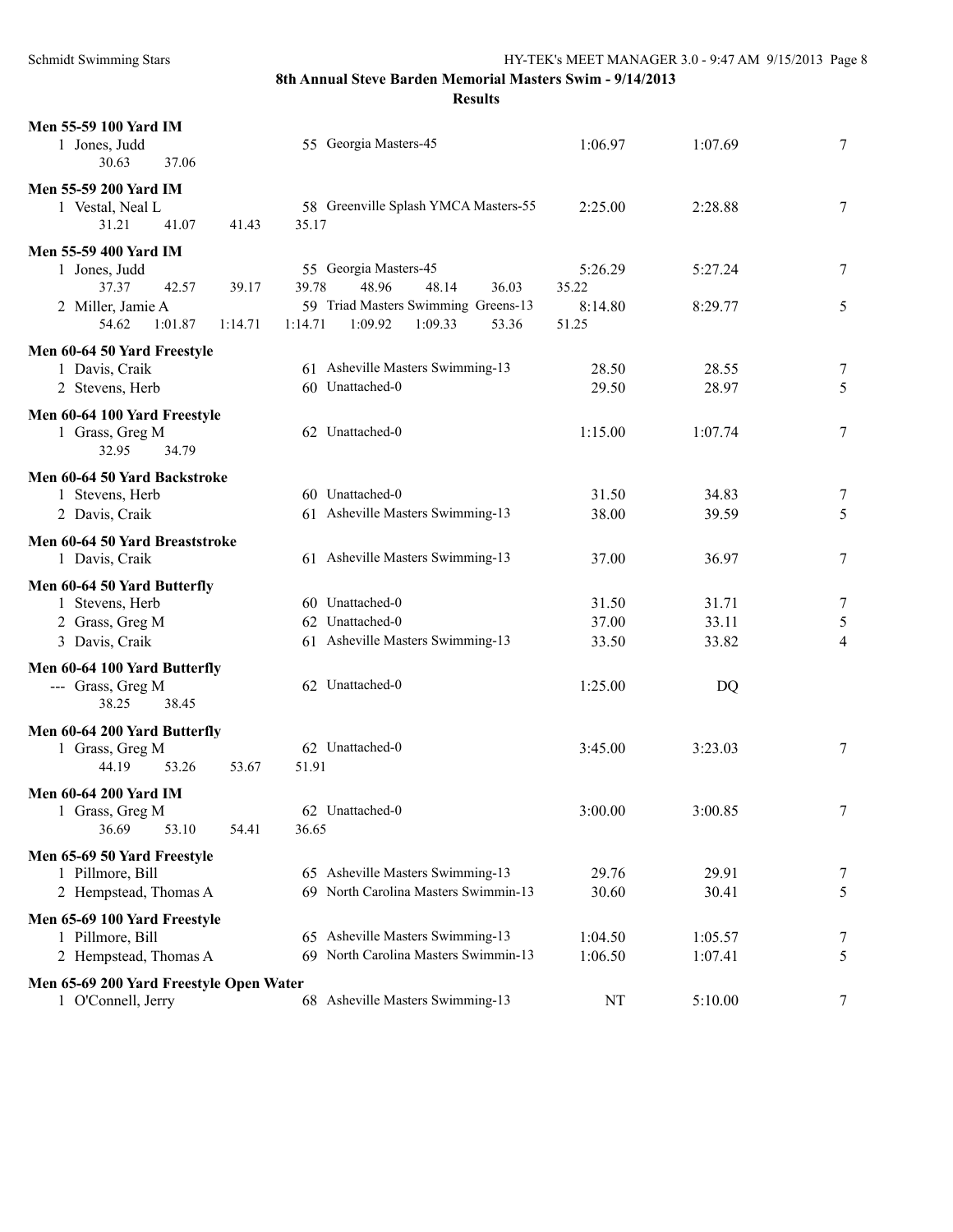**8th Annual Steve Barden Memorial Masters Swim - 9/14/2013**

**Results**

**Men 55-59 100 Yard IM**

| | Name | Age | Team | Seed Time | Finals Time | Points |
|---|---|---|---|---|---|---|
| 1 | Jones, Judd | 55 | Georgia Masters-45 | 1:06.97 | 1:07.69 | 7 |

30.63 37.06

**Men 55-59 200 Yard IM**

| | Name | Age | Team | Seed Time | Finals Time | Points |
|---|---|---|---|---|---|---|
| 1 | Vestal, Neal L | 58 | Greenville Splash YMCA Masters-55 | 2:25.00 | 2:28.88 | 7 |

31.21 41.07 41.43 35.17

**Men 55-59 400 Yard IM**

| | Name | Age | Team | Seed Time | Finals Time | Points |
|---|---|---|---|---|---|---|
| 1 | Jones, Judd | 55 | Georgia Masters-45 | 5:26.29 | 5:27.24 | 7 |
| | 37.37 42.57 39.17 39.78 48.96 48.14 36.03 35.22 | | | | | |
| 2 | Miller, Jamie A | 59 | Triad Masters Swimming Greens-13 | 8:14.80 | 8:29.77 | 5 |
| | 54.62 1:01.87 1:14.71 1:14.71 1:09.92 1:09.33 53.36 51.25 | | | | | |

**Men 60-64 50 Yard Freestyle**

| | Name | Age | Team | Seed Time | Finals Time | Points |
|---|---|---|---|---|---|---|
| 1 | Davis, Craik | 61 | Asheville Masters Swimming-13 | 28.50 | 28.55 | 7 |
| 2 | Stevens, Herb | 60 | Unattached-0 | 29.50 | 28.97 | 5 |

**Men 60-64 100 Yard Freestyle**

| | Name | Age | Team | Seed Time | Finals Time | Points |
|---|---|---|---|---|---|---|
| 1 | Grass, Greg M | 62 | Unattached-0 | 1:15.00 | 1:07.74 | 7 |

32.95 34.79

**Men 60-64 50 Yard Backstroke**

| | Name | Age | Team | Seed Time | Finals Time | Points |
|---|---|---|---|---|---|---|
| 1 | Stevens, Herb | 60 | Unattached-0 | 31.50 | 34.83 | 7 |
| 2 | Davis, Craik | 61 | Asheville Masters Swimming-13 | 38.00 | 39.59 | 5 |

**Men 60-64 50 Yard Breaststroke**

| | Name | Age | Team | Seed Time | Finals Time | Points |
|---|---|---|---|---|---|---|
| 1 | Davis, Craik | 61 | Asheville Masters Swimming-13 | 37.00 | 36.97 | 7 |

**Men 60-64 50 Yard Butterfly**

| | Name | Age | Team | Seed Time | Finals Time | Points |
|---|---|---|---|---|---|---|
| 1 | Stevens, Herb | 60 | Unattached-0 | 31.50 | 31.71 | 7 |
| 2 | Grass, Greg M | 62 | Unattached-0 | 37.00 | 33.11 | 5 |
| 3 | Davis, Craik | 61 | Asheville Masters Swimming-13 | 33.50 | 33.82 | 4 |

**Men 60-64 100 Yard Butterfly**

| | Name | Age | Team | Seed Time | Finals Time | Points |
|---|---|---|---|---|---|---|
| --- | Grass, Greg M | 62 | Unattached-0 | 1:25.00 | DQ | |

38.25 38.45

**Men 60-64 200 Yard Butterfly**

| | Name | Age | Team | Seed Time | Finals Time | Points |
|---|---|---|---|---|---|---|
| 1 | Grass, Greg M | 62 | Unattached-0 | 3:45.00 | 3:23.03 | 7 |

44.19 53.26 53.67 51.91

**Men 60-64 200 Yard IM**

| | Name | Age | Team | Seed Time | Finals Time | Points |
|---|---|---|---|---|---|---|
| 1 | Grass, Greg M | 62 | Unattached-0 | 3:00.00 | 3:00.85 | 7 |

36.69 53.10 54.41 36.65

**Men 65-69 50 Yard Freestyle**

| | Name | Age | Team | Seed Time | Finals Time | Points |
|---|---|---|---|---|---|---|
| 1 | Pillmore, Bill | 65 | Asheville Masters Swimming-13 | 29.76 | 29.91 | 7 |
| 2 | Hempstead, Thomas A | 69 | North Carolina Masters Swimmin-13 | 30.60 | 30.41 | 5 |

**Men 65-69 100 Yard Freestyle**

| | Name | Age | Team | Seed Time | Finals Time | Points |
|---|---|---|---|---|---|---|
| 1 | Pillmore, Bill | 65 | Asheville Masters Swimming-13 | 1:04.50 | 1:05.57 | 7 |
| 2 | Hempstead, Thomas A | 69 | North Carolina Masters Swimmin-13 | 1:06.50 | 1:07.41 | 5 |

**Men 65-69 200 Yard Freestyle Open Water**

| | Name | Age | Team | Seed Time | Finals Time | Points |
|---|---|---|---|---|---|---|
| 1 | O'Connell, Jerry | 68 | Asheville Masters Swimming-13 | NT | 5:10.00 | 7 |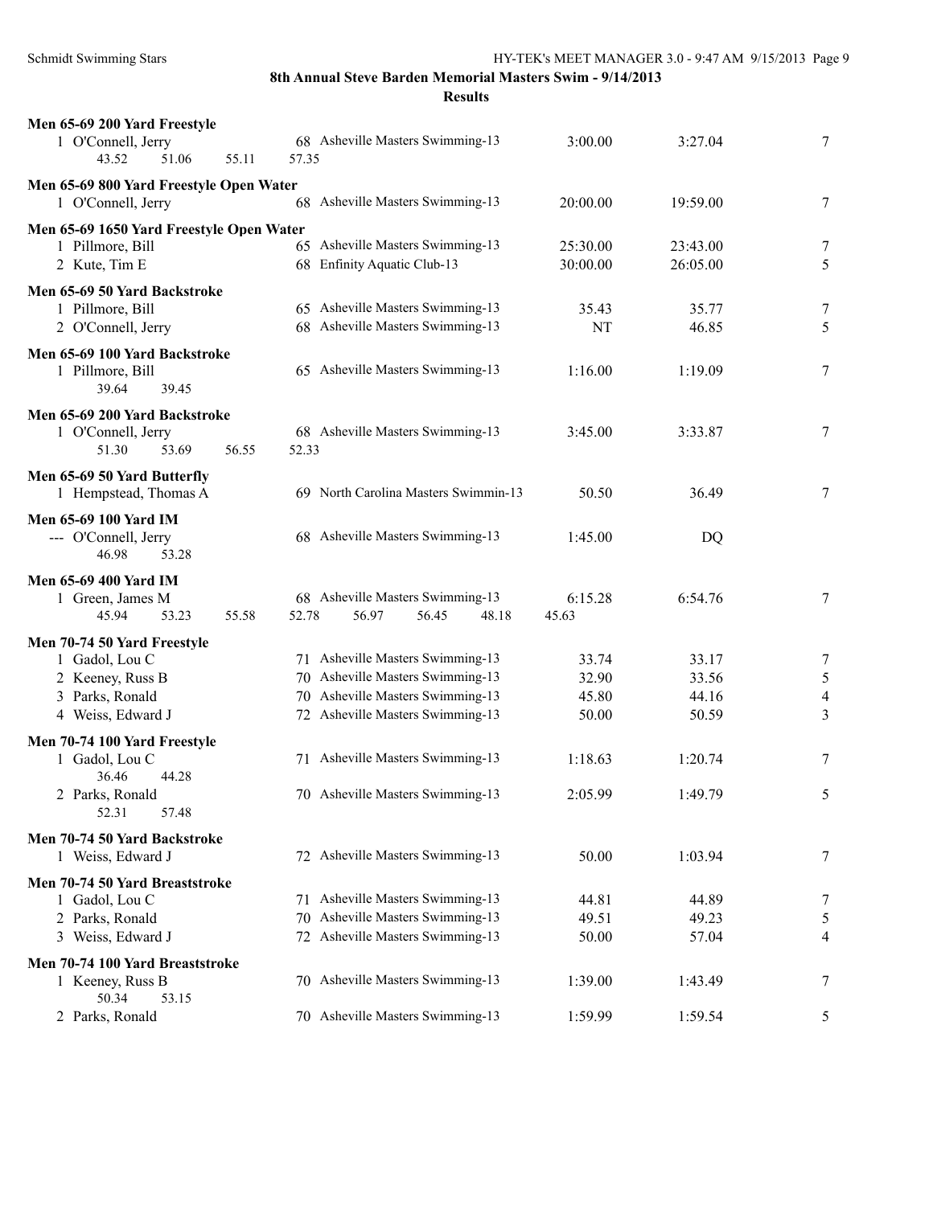**8th Annual Steve Barden Memorial Masters Swim - 9/14/2013**

**Results**

**Men 65-69 200 Yard Freestyle**

| | Name | Age | Team | Seed Time | Finals Time | Points |
|---|---|---|---|---|---|---|
| 1 | O'Connell, Jerry | 68 | Asheville Masters Swimming-13 | 3:00.00 | 3:27.04 | 7 |
| | 43.52 51.06 55.11 57.35 | | | | | |

**Men 65-69 800 Yard Freestyle Open Water**

| | Name | Age | Team | Seed Time | Finals Time | Points |
|---|---|---|---|---|---|---|
| 1 | O'Connell, Jerry | 68 | Asheville Masters Swimming-13 | 20:00.00 | 19:59.00 | 7 |

**Men 65-69 1650 Yard Freestyle Open Water**

| | Name | Age | Team | Seed Time | Finals Time | Points |
|---|---|---|---|---|---|---|
| 1 | Pillmore, Bill | 65 | Asheville Masters Swimming-13 | 25:30.00 | 23:43.00 | 7 |
| 2 | Kute, Tim E | 68 | Enfinity Aquatic Club-13 | 30:00.00 | 26:05.00 | 5 |

**Men 65-69 50 Yard Backstroke**

| | Name | Age | Team | Seed Time | Finals Time | Points |
|---|---|---|---|---|---|---|
| 1 | Pillmore, Bill | 65 | Asheville Masters Swimming-13 | 35.43 | 35.77 | 7 |
| 2 | O'Connell, Jerry | 68 | Asheville Masters Swimming-13 | NT | 46.85 | 5 |

**Men 65-69 100 Yard Backstroke**

| | Name | Age | Team | Seed Time | Finals Time | Points |
|---|---|---|---|---|---|---|
| 1 | Pillmore, Bill | 65 | Asheville Masters Swimming-13 | 1:16.00 | 1:19.09 | 7 |
| | 39.64 39.45 | | | | | |

**Men 65-69 200 Yard Backstroke**

| | Name | Age | Team | Seed Time | Finals Time | Points |
|---|---|---|---|---|---|---|
| 1 | O'Connell, Jerry | 68 | Asheville Masters Swimming-13 | 3:45.00 | 3:33.87 | 7 |
| | 51.30 53.69 56.55 52.33 | | | | | |

**Men 65-69 50 Yard Butterfly**

| | Name | Age | Team | Seed Time | Finals Time | Points |
|---|---|---|---|---|---|---|
| 1 | Hempstead, Thomas A | 69 | North Carolina Masters Swimmin-13 | 50.50 | 36.49 | 7 |

**Men 65-69 100 Yard IM**

| | Name | Age | Team | Seed Time | Finals Time | Points |
|---|---|---|---|---|---|---|
| --- | O'Connell, Jerry | 68 | Asheville Masters Swimming-13 | 1:45.00 | DQ | |
| | 46.98 53.28 | | | | | |

**Men 65-69 400 Yard IM**

| | Name | Age | Team | Seed Time | Finals Time | Points |
|---|---|---|---|---|---|---|
| 1 | Green, James M | 68 | Asheville Masters Swimming-13 | 6:15.28 | 6:54.76 | 7 |
| | 45.94 53.23 55.58 52.78 56.97 56.45 48.18 45.63 | | | | | |

**Men 70-74 50 Yard Freestyle**

| | Name | Age | Team | Seed Time | Finals Time | Points |
|---|---|---|---|---|---|---|
| 1 | Gadol, Lou C | 71 | Asheville Masters Swimming-13 | 33.74 | 33.17 | 7 |
| 2 | Keeney, Russ B | 70 | Asheville Masters Swimming-13 | 32.90 | 33.56 | 5 |
| 3 | Parks, Ronald | 70 | Asheville Masters Swimming-13 | 45.80 | 44.16 | 4 |
| 4 | Weiss, Edward J | 72 | Asheville Masters Swimming-13 | 50.00 | 50.59 | 3 |

**Men 70-74 100 Yard Freestyle**

| | Name | Age | Team | Seed Time | Finals Time | Points |
|---|---|---|---|---|---|---|
| 1 | Gadol, Lou C | 71 | Asheville Masters Swimming-13 | 1:18.63 | 1:20.74 | 7 |
| | 36.46 44.28 | | | | | |
| 2 | Parks, Ronald | 70 | Asheville Masters Swimming-13 | 2:05.99 | 1:49.79 | 5 |
| | 52.31 57.48 | | | | | |

**Men 70-74 50 Yard Backstroke**

| | Name | Age | Team | Seed Time | Finals Time | Points |
|---|---|---|---|---|---|---|
| 1 | Weiss, Edward J | 72 | Asheville Masters Swimming-13 | 50.00 | 1:03.94 | 7 |

**Men 70-74 50 Yard Breaststroke**

| | Name | Age | Team | Seed Time | Finals Time | Points |
|---|---|---|---|---|---|---|
| 1 | Gadol, Lou C | 71 | Asheville Masters Swimming-13 | 44.81 | 44.89 | 7 |
| 2 | Parks, Ronald | 70 | Asheville Masters Swimming-13 | 49.51 | 49.23 | 5 |
| 3 | Weiss, Edward J | 72 | Asheville Masters Swimming-13 | 50.00 | 57.04 | 4 |

**Men 70-74 100 Yard Breaststroke**

| | Name | Age | Team | Seed Time | Finals Time | Points |
|---|---|---|---|---|---|---|
| 1 | Keeney, Russ B | 70 | Asheville Masters Swimming-13 | 1:39.00 | 1:43.49 | 7 |
| | 50.34 53.15 | | | | | |
| 2 | Parks, Ronald | 70 | Asheville Masters Swimming-13 | 1:59.99 | 1:59.54 | 5 |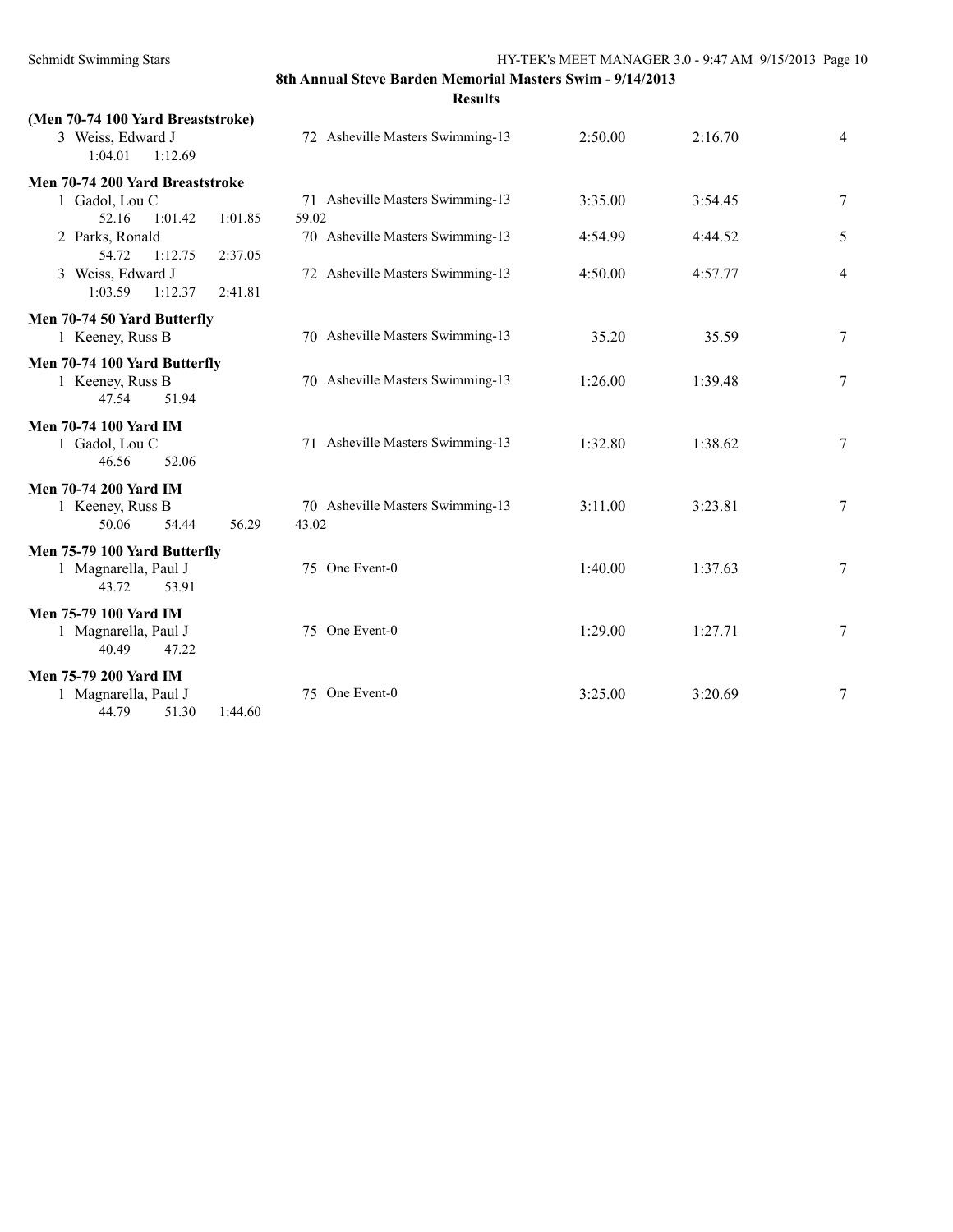## 8th Annual Steve Barden Memorial Masters Swim - 9/14/2013

### Results

**(Men 70-74 100 Yard Breaststroke)**

| | | | | | |
|---|---|---|---|---|---|
| 3 Weiss, Edward J | 72 | Asheville Masters Swimming-13 | 2:50.00 | 2:16.70 | 4 |
| 1:04.01 1:12.69 | | | | | |

**Men 70-74 200 Yard Breaststroke**

| | | | | | |
|---|---|---|---|---|---|
| 1 Gadol, Lou C | 71 | Asheville Masters Swimming-13 | 3:35.00 | 3:54.45 | 7 |
| 52.16 1:01.42 1:01.85 59.02 | | | | | |
| 2 Parks, Ronald | 70 | Asheville Masters Swimming-13 | 4:54.99 | 4:44.52 | 5 |
| 54.72 1:12.75 2:37.05 | | | | | |
| 3 Weiss, Edward J | 72 | Asheville Masters Swimming-13 | 4:50.00 | 4:57.77 | 4 |
| 1:03.59 1:12.37 2:41.81 | | | | | |

**Men 70-74 50 Yard Butterfly**

| | | | | | |
|---|---|---|---|---|---|
| 1 Keeney, Russ B | 70 | Asheville Masters Swimming-13 | 35.20 | 35.59 | 7 |

**Men 70-74 100 Yard Butterfly**

| | | | | | |
|---|---|---|---|---|---|
| 1 Keeney, Russ B | 70 | Asheville Masters Swimming-13 | 1:26.00 | 1:39.48 | 7 |
| 47.54 51.94 | | | | | |

**Men 70-74 100 Yard IM**

| | | | | | |
|---|---|---|---|---|---|
| 1 Gadol, Lou C | 71 | Asheville Masters Swimming-13 | 1:32.80 | 1:38.62 | 7 |
| 46.56 52.06 | | | | | |

**Men 70-74 200 Yard IM**

| | | | | | |
|---|---|---|---|---|---|
| 1 Keeney, Russ B | 70 | Asheville Masters Swimming-13 | 3:11.00 | 3:23.81 | 7 |
| 50.06 54.44 56.29 43.02 | | | | | |

**Men 75-79 100 Yard Butterfly**

| | | | | | |
|---|---|---|---|---|---|
| 1 Magnarella, Paul J | 75 | One Event-0 | 1:40.00 | 1:37.63 | 7 |
| 43.72 53.91 | | | | | |

**Men 75-79 100 Yard IM**

| | | | | | |
|---|---|---|---|---|---|
| 1 Magnarella, Paul J | 75 | One Event-0 | 1:29.00 | 1:27.71 | 7 |
| 40.49 47.22 | | | | | |

**Men 75-79 200 Yard IM**

| | | | | | |
|---|---|---|---|---|---|
| 1 Magnarella, Paul J | 75 | One Event-0 | 3:25.00 | 3:20.69 | 7 |
| 44.79 51.30 1:44.60 | | | | | |